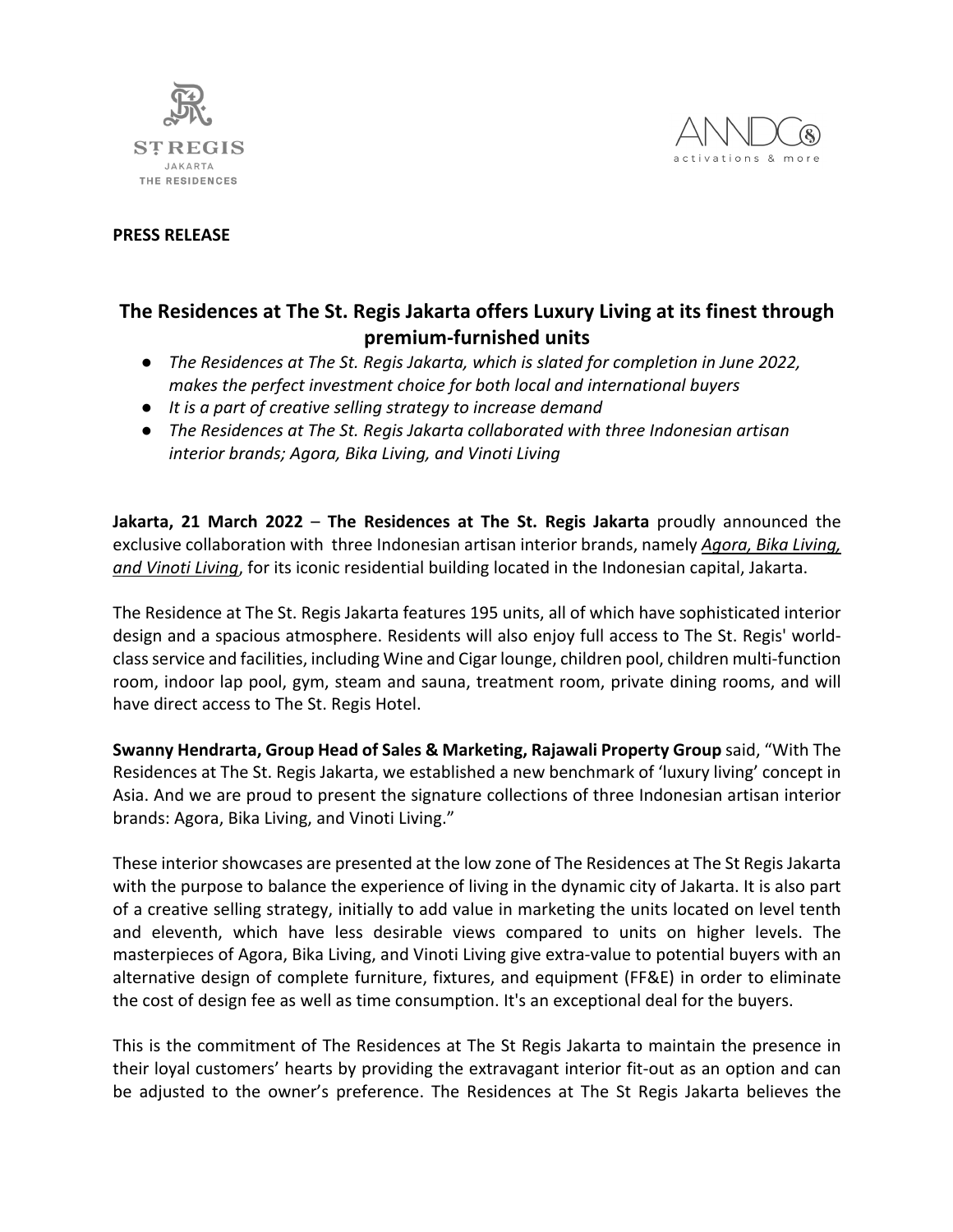**PRESS RELEASE**

## The Residences at The St. Regis Jakarta offers Luxury Living at its finest through premium-furnished units

- *The Residences at The St. Regis Jakarta, which is slated for completion in June 2022, makes the perfect investment choice for both local and international buyers*
- *It is a part of creative selling strategy to increase demand*
- *The Residences at The St. Regis Jakarta collaborated with three Indonesian artisan interior brands; Agora, Bika Living, and Vinoti Living*

**Jakarta, 21 March 2022** – **The Residences at The St. Regis Jakarta** proudly announced the exclusive collaboration with three Indonesian artisan interior brands, namely *Agora, Bika Living, and Vinoti Living*, for its iconic residential building located in the Indonesian capital, Jakarta.

The Residence at The St. Regis Jakarta features 195 units, all of which have sophisticated interior design and a spacious atmosphere. Residents will also enjoy full access to The St. Regis' world-class service and facilities, including Wine and Cigar lounge, children pool, children multi-function room, indoor lap pool, gym, steam and sauna, treatment room, private dining rooms, and will have direct access to The St. Regis Hotel.

**Swanny Hendrarta, Group Head of Sales & Marketing, Rajawali Property Group** said, "With The Residences at The St. Regis Jakarta, we established a new benchmark of 'luxury living' concept in Asia. And we are proud to present the signature collections of three Indonesian artisan interior brands: Agora, Bika Living, and Vinoti Living."

These interior showcases are presented at the low zone of The Residences at The St Regis Jakarta with the purpose to balance the experience of living in the dynamic city of Jakarta. It is also part of a creative selling strategy, initially to add value in marketing the units located on level tenth and eleventh, which have less desirable views compared to units on higher levels. The masterpieces of Agora, Bika Living, and Vinoti Living give extra-value to potential buyers with an alternative design of complete furniture, fixtures, and equipment (FF&E) in order to eliminate the cost of design fee as well as time consumption. It's an exceptional deal for the buyers.

This is the commitment of The Residences at The St Regis Jakarta to maintain the presence in their loyal customers' hearts by providing the extravagant interior fit-out as an option and can be adjusted to the owner's preference. The Residences at The St Regis Jakarta believes the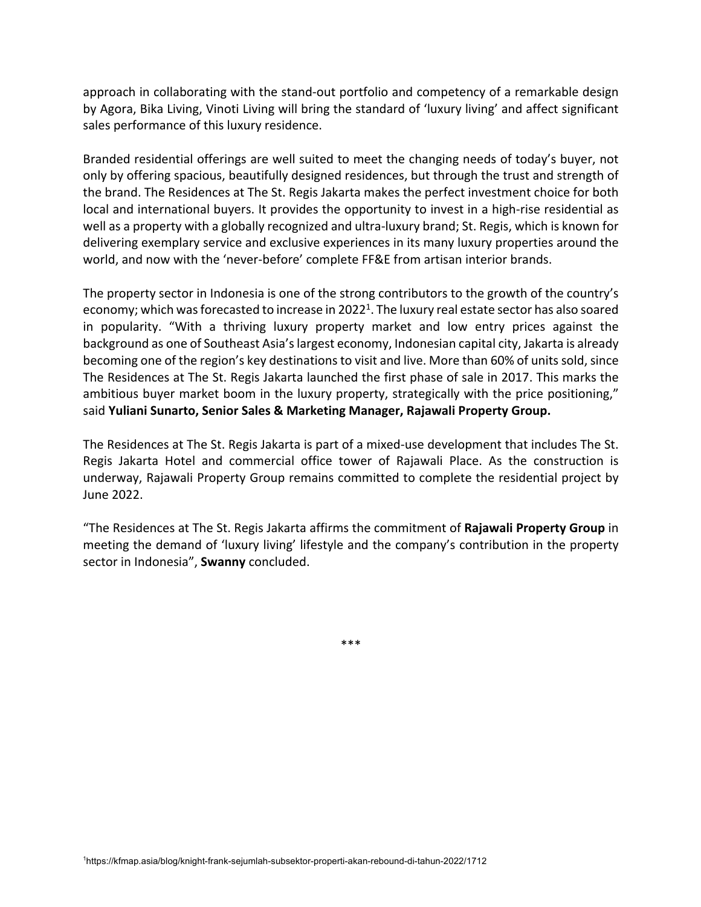approach in collaborating with the stand-out portfolio and competency of a remarkable design by Agora, Bika Living, Vinoti Living will bring the standard of 'luxury living' and affect significant sales performance of this luxury residence.

Branded residential offerings are well suited to meet the changing needs of today's buyer, not only by offering spacious, beautifully designed residences, but through the trust and strength of the brand. The Residences at The St. Regis Jakarta makes the perfect investment choice for both local and international buyers. It provides the opportunity to invest in a high-rise residential as well as a property with a globally recognized and ultra-luxury brand; St. Regis, which is known for delivering exemplary service and exclusive experiences in its many luxury properties around the world, and now with the 'never-before' complete FF&E from artisan interior brands.

The property sector in Indonesia is one of the strong contributors to the growth of the country's economy; which was forecasted to increase in 2022[1]. The luxury real estate sector has also soared in popularity. "With a thriving luxury property market and low entry prices against the background as one of Southeast Asia's largest economy, Indonesian capital city, Jakarta is already becoming one of the region's key destinations to visit and live. More than 60% of units sold, since The Residences at The St. Regis Jakarta launched the first phase of sale in 2017. This marks the ambitious buyer market boom in the luxury property, strategically with the price positioning," said **Yuliani Sunarto, Senior Sales & Marketing Manager, Rajawali Property Group.**

The Residences at The St. Regis Jakarta is part of a mixed-use development that includes The St. Regis Jakarta Hotel and commercial office tower of Rajawali Place. As the construction is underway, Rajawali Property Group remains committed to complete the residential project by June 2022.

"The Residences at The St. Regis Jakarta affirms the commitment of **Rajawali Property Group** in meeting the demand of 'luxury living' lifestyle and the company's contribution in the property sector in Indonesia", **Swanny** concluded.

***

[1]https://kfmap.asia/blog/knight-frank-sejumlah-subsektor-properti-akan-rebound-di-tahun-2022/1712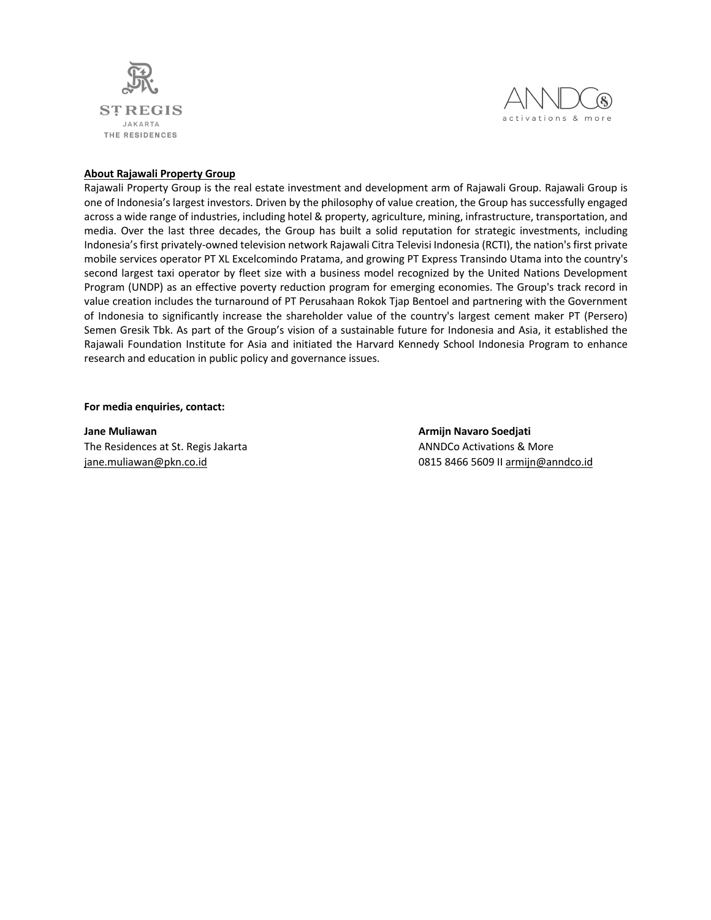**About Rajawali Property Group**

Rajawali Property Group is the real estate investment and development arm of Rajawali Group. Rajawali Group is one of Indonesia's largest investors. Driven by the philosophy of value creation, the Group has successfully engaged across a wide range of industries, including hotel & property, agriculture, mining, infrastructure, transportation, and media. Over the last three decades, the Group has built a solid reputation for strategic investments, including Indonesia's first privately-owned television network Rajawali Citra Televisi Indonesia (RCTI), the nation's first private mobile services operator PT XL Excelcomindo Pratama, and growing PT Express Transindo Utama into the country's second largest taxi operator by fleet size with a business model recognized by the United Nations Development Program (UNDP) as an effective poverty reduction program for emerging economies. The Group's track record in value creation includes the turnaround of PT Perusahaan Rokok Tjap Bentoel and partnering with the Government of Indonesia to significantly increase the shareholder value of the country's largest cement maker PT (Persero) Semen Gresik Tbk. As part of the Group's vision of a sustainable future for Indonesia and Asia, it established the Rajawali Foundation Institute for Asia and initiated the Harvard Kennedy School Indonesia Program to enhance research and education in public policy and governance issues.

**For media enquiries, contact:**

**Jane Muliawan**
The Residences at St. Regis Jakarta
jane.muliawan@pkn.co.id

**Armijn Navaro Soedjati**
ANNDCo Activations & More
0815 8466 5609 II armijn@anndco.id